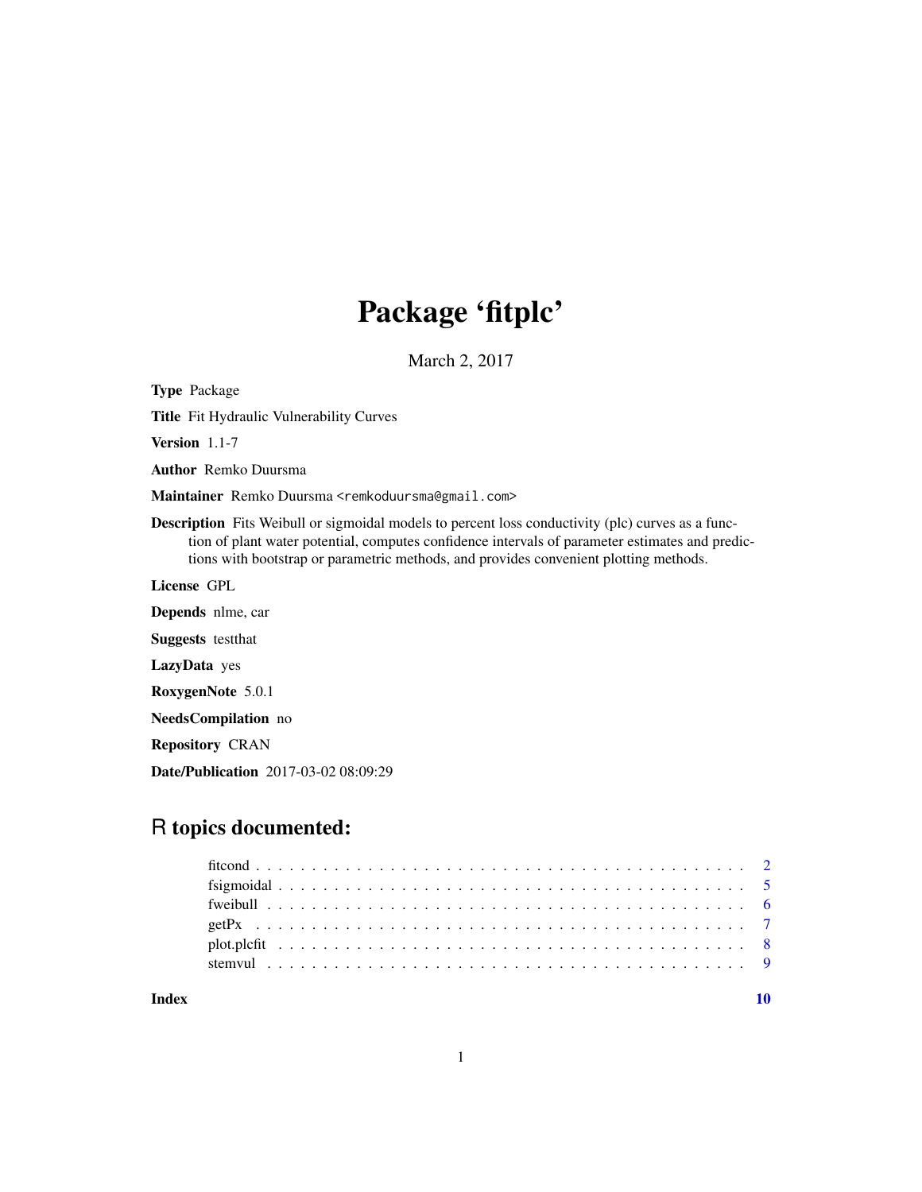# Package 'fitplc'

March 2, 2017

**Type** Package

**Title** Fit Hydraulic Vulnerability Curves

**Version** 1.1-7

**Author** Remko Duursma

**Maintainer** Remko Duursma <remkoduursma@gmail.com>

**Description** Fits Weibull or sigmoidal models to percent loss conductivity (plc) curves as a function of plant water potential, computes confidence intervals of parameter estimates and predictions with bootstrap or parametric methods, and provides convenient plotting methods.

**License** GPL

**Depends** nlme, car

**Suggests** testthat

**LazyData** yes

**RoxygenNote** 5.0.1

**NeedsCompilation** no

**Repository** CRAN

**Date/Publication** 2017-03-02 08:09:29

## R topics documented:

| | |
|---|---|
| fitcond | 2 |
| fsigmoidal | 5 |
| fweibull | 6 |
| getPx | 7 |
| plot.plcfit | 8 |
| stemvul | 9 |
| **Index** | **10** |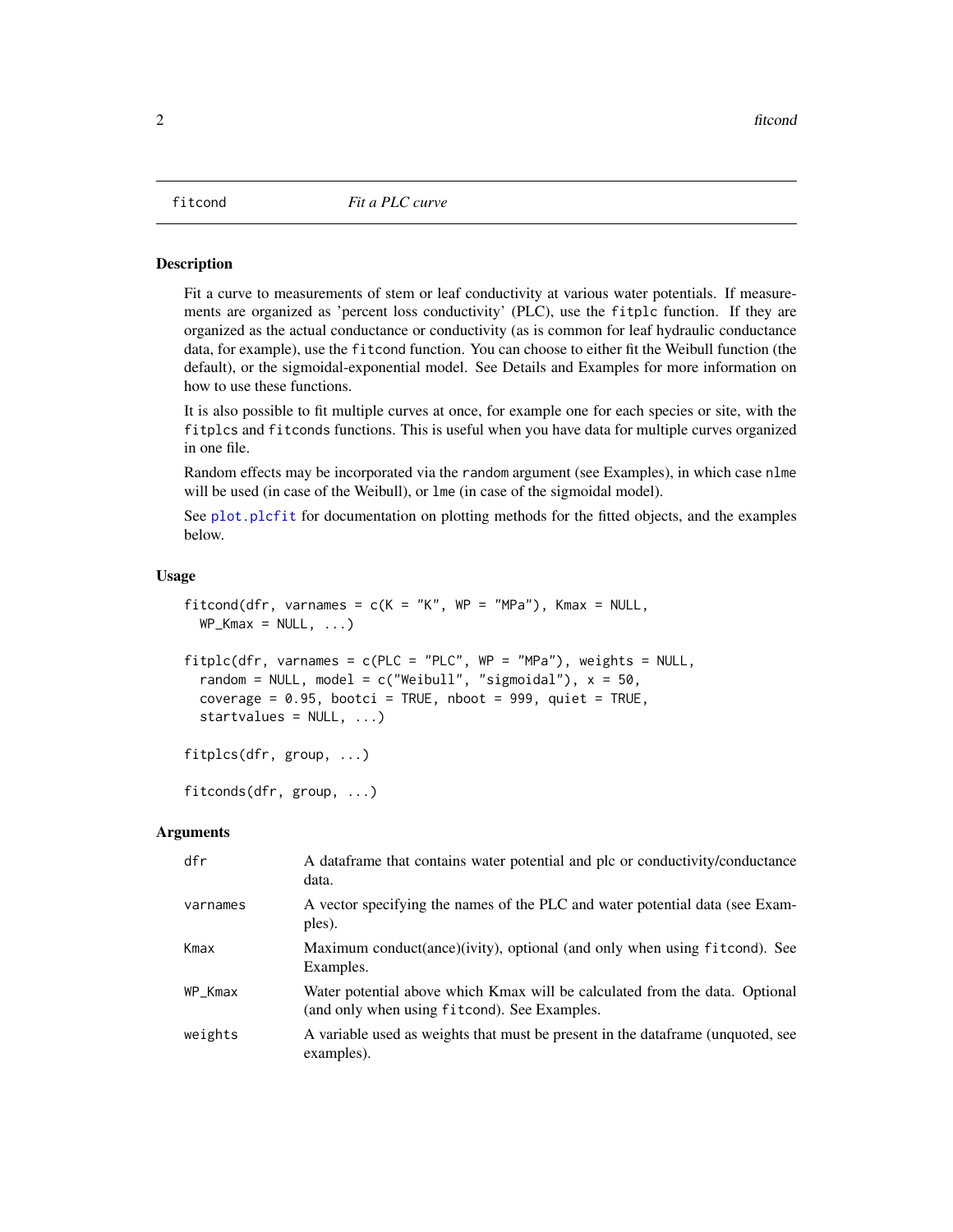## fitcond — *Fit a PLC curve*

### Description

Fit a curve to measurements of stem or leaf conductivity at various water potentials. If measurements are organized as 'percent loss conductivity' (PLC), use the `fitplc` function. If they are organized as the actual conductance or conductivity (as is common for leaf hydraulic conductance data, for example), use the `fitcond` function. You can choose to either fit the Weibull function (the default), or the sigmoidal-exponential model. See Details and Examples for more information on how to use these functions.

It is also possible to fit multiple curves at once, for example one for each species or site, with the `fitplcs` and `fitconds` functions. This is useful when you have data for multiple curves organized in one file.

Random effects may be incorporated via the `random` argument (see Examples), in which case `nlme` will be used (in case of the Weibull), or `lme` (in case of the sigmoidal model).

See `plot.plcfit` for documentation on plotting methods for the fitted objects, and the examples below.

### Usage

```
fitcond(dfr, varnames = c(K = "K", WP = "MPa"), Kmax = NULL,
  WP_Kmax = NULL, ...)

fitplc(dfr, varnames = c(PLC = "PLC", WP = "MPa"), weights = NULL,
  random = NULL, model = c("Weibull", "sigmoidal"), x = 50,
  coverage = 0.95, bootci = TRUE, nboot = 999, quiet = TRUE,
  startvalues = NULL, ...)

fitplcs(dfr, group, ...)

fitconds(dfr, group, ...)
```

### Arguments

| | |
|---|---|
| `dfr` | A dataframe that contains water potential and plc or conductivity/conductance data. |
| `varnames` | A vector specifying the names of the PLC and water potential data (see Examples). |
| `Kmax` | Maximum conduct(ance)(ivity), optional (and only when using `fitcond`). See Examples. |
| `WP_Kmax` | Water potential above which Kmax will be calculated from the data. Optional (and only when using `fitcond`). See Examples. |
| `weights` | A variable used as weights that must be present in the dataframe (unquoted, see examples). |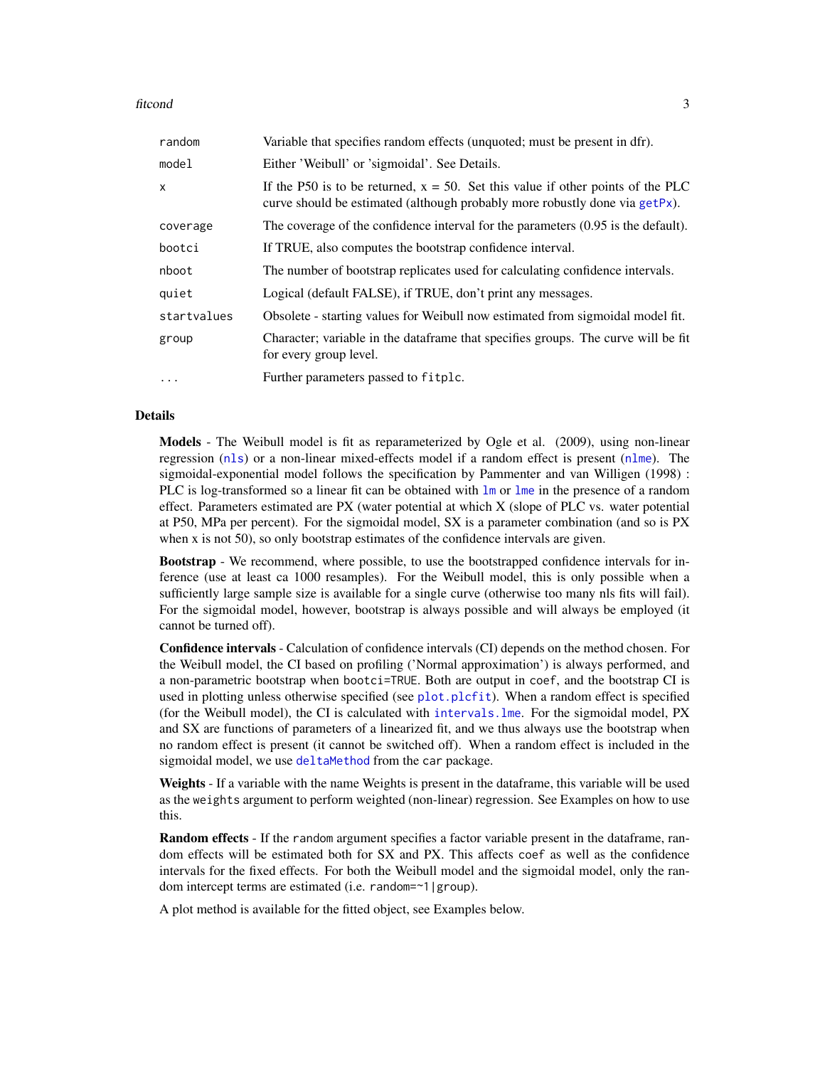| | |
|---|---|
| `random` | Variable that specifies random effects (unquoted; must be present in dfr). |
| `model` | Either 'Weibull' or 'sigmoidal'. See Details. |
| `x` | If the P50 is to be returned, x = 50. Set this value if other points of the PLC curve should be estimated (although probably more robustly done via getPx). |
| `coverage` | The coverage of the confidence interval for the parameters (0.95 is the default). |
| `bootci` | If TRUE, also computes the bootstrap confidence interval. |
| `nboot` | The number of bootstrap replicates used for calculating confidence intervals. |
| `quiet` | Logical (default FALSE), if TRUE, don't print any messages. |
| `startvalues` | Obsolete - starting values for Weibull now estimated from sigmoidal model fit. |
| `group` | Character; variable in the dataframe that specifies groups. The curve will be fit for every group level. |
| `...` | Further parameters passed to `fitplc`. |

## Details

**Models** - The Weibull model is fit as reparameterized by Ogle et al. (2009), using non-linear regression (nls) or a non-linear mixed-effects model if a random effect is present (nlme). The sigmoidal-exponential model follows the specification by Pammenter and van Willigen (1998) : PLC is log-transformed so a linear fit can be obtained with lm or lme in the presence of a random effect. Parameters estimated are PX (water potential at which X (slope of PLC vs. water potential at P50, MPa per percent). For the sigmoidal model, SX is a parameter combination (and so is PX when x is not 50), so only bootstrap estimates of the confidence intervals are given.

**Bootstrap** - We recommend, where possible, to use the bootstrapped confidence intervals for inference (use at least ca 1000 resamples). For the Weibull model, this is only possible when a sufficiently large sample size is available for a single curve (otherwise too many nls fits will fail). For the sigmoidal model, however, bootstrap is always possible and will always be employed (it cannot be turned off).

**Confidence intervals** - Calculation of confidence intervals (CI) depends on the method chosen. For the Weibull model, the CI based on profiling ('Normal approximation') is always performed, and a non-parametric bootstrap when `bootci=TRUE`. Both are output in `coef`, and the bootstrap CI is used in plotting unless otherwise specified (see plot.plcfit). When a random effect is specified (for the Weibull model), the CI is calculated with intervals.lme. For the sigmoidal model, PX and SX are functions of parameters of a linearized fit, and we thus always use the bootstrap when no random effect is present (it cannot be switched off). When a random effect is included in the sigmoidal model, we use deltaMethod from the `car` package.

**Weights** - If a variable with the name Weights is present in the dataframe, this variable will be used as the `weights` argument to perform weighted (non-linear) regression. See Examples on how to use this.

**Random effects** - If the `random` argument specifies a factor variable present in the dataframe, random effects will be estimated both for SX and PX. This affects `coef` as well as the confidence intervals for the fixed effects. For both the Weibull model and the sigmoidal model, only the random intercept terms are estimated (i.e. `random=~1|group`).

A plot method is available for the fitted object, see Examples below.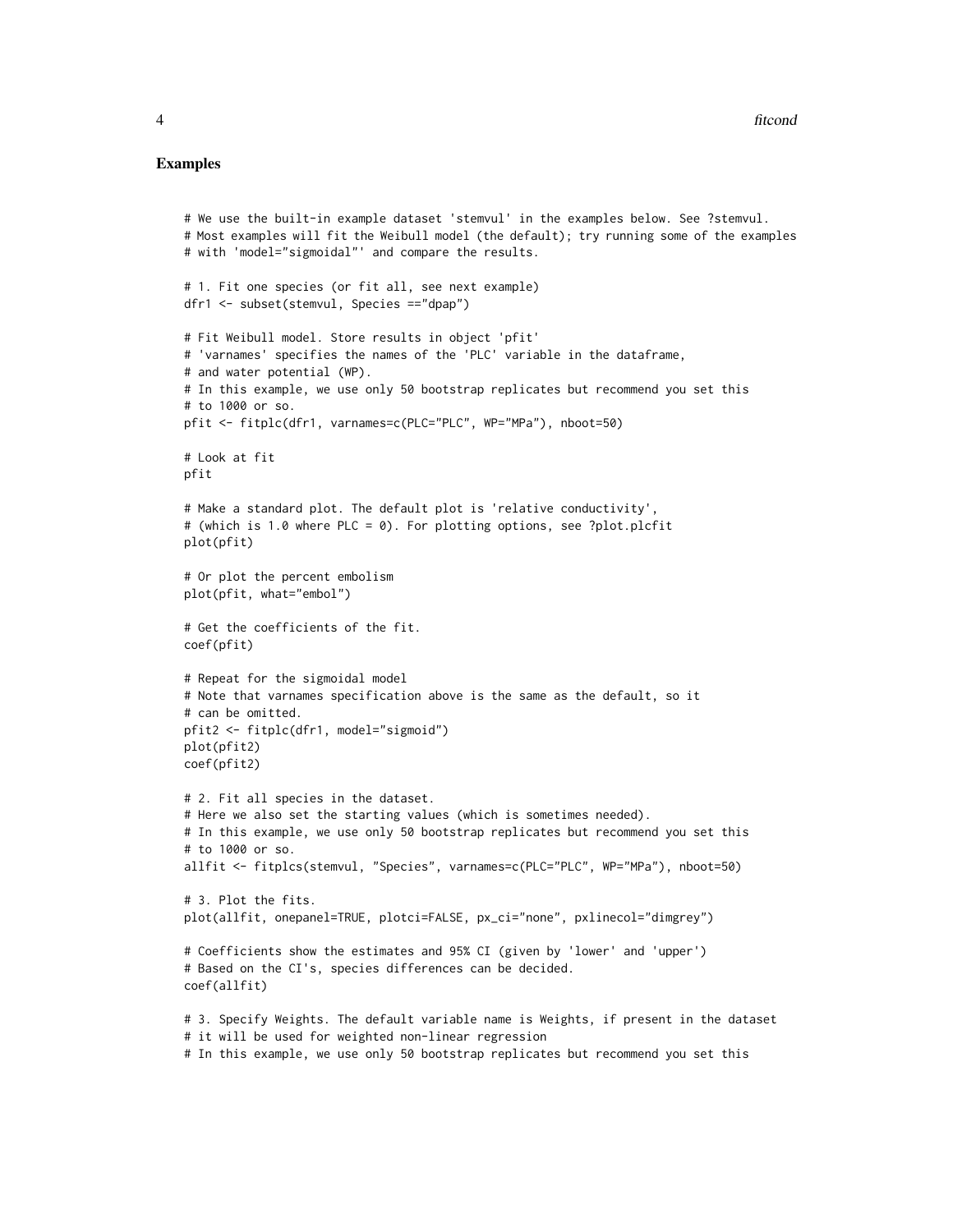## Examples

```
# We use the built-in example dataset 'stemvul' in the examples below. See ?stemvul.
# Most examples will fit the Weibull model (the default); try running some of the examples
# with 'model="sigmoidal"' and compare the results.

# 1. Fit one species (or fit all, see next example)
dfr1 <- subset(stemvul, Species =="dpap")

# Fit Weibull model. Store results in object 'pfit'
# 'varnames' specifies the names of the 'PLC' variable in the dataframe,
# and water potential (WP).
# In this example, we use only 50 bootstrap replicates but recommend you set this
# to 1000 or so.
pfit <- fitplc(dfr1, varnames=c(PLC="PLC", WP="MPa"), nboot=50)

# Look at fit
pfit

# Make a standard plot. The default plot is 'relative conductivity',
# (which is 1.0 where PLC = 0). For plotting options, see ?plot.plcfit
plot(pfit)

# Or plot the percent embolism
plot(pfit, what="embol")

# Get the coefficients of the fit.
coef(pfit)

# Repeat for the sigmoidal model
# Note that varnames specification above is the same as the default, so it
# can be omitted.
pfit2 <- fitplc(dfr1, model="sigmoid")
plot(pfit2)
coef(pfit2)

# 2. Fit all species in the dataset.
# Here we also set the starting values (which is sometimes needed).
# In this example, we use only 50 bootstrap replicates but recommend you set this
# to 1000 or so.
allfit <- fitplcs(stemvul, "Species", varnames=c(PLC="PLC", WP="MPa"), nboot=50)

# 3. Plot the fits.
plot(allfit, onepanel=TRUE, plotci=FALSE, px_ci="none", pxlinecol="dimgrey")

# Coefficients show the estimates and 95% CI (given by 'lower' and 'upper')
# Based on the CI's, species differences can be decided.
coef(allfit)

# 3. Specify Weights. The default variable name is Weights, if present in the dataset
# it will be used for weighted non-linear regression
# In this example, we use only 50 bootstrap replicates but recommend you set this
```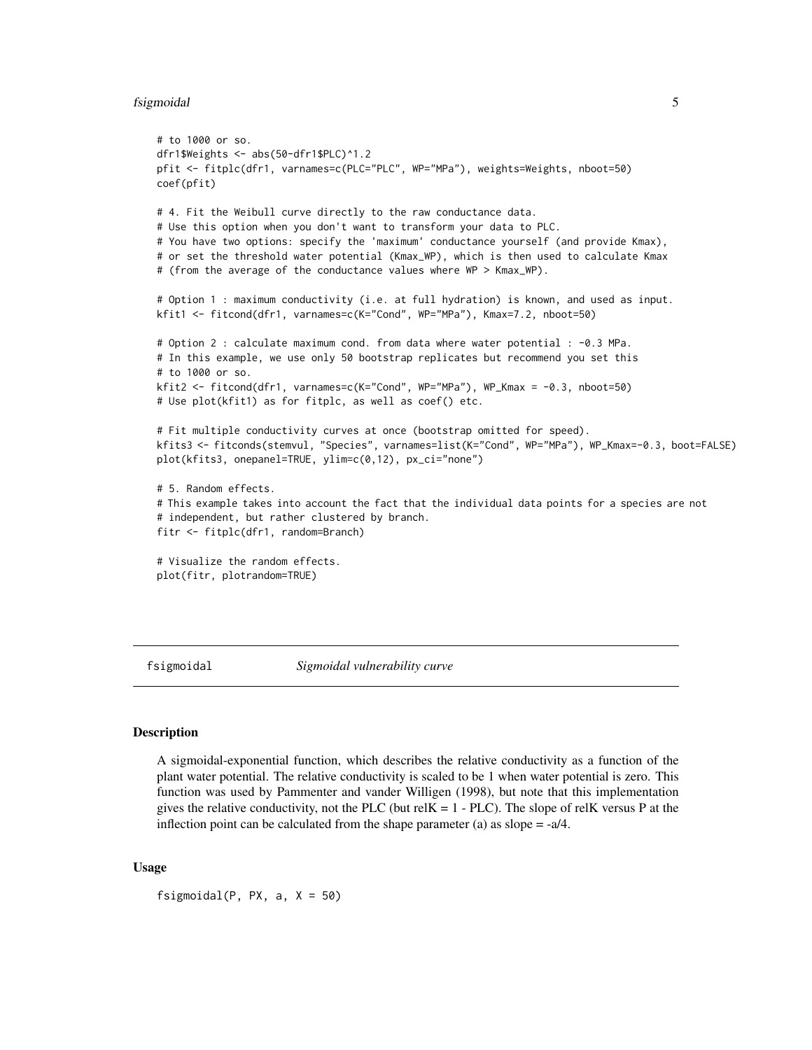```
# to 1000 or so.
dfr1$Weights <- abs(50-dfr1$PLC)^1.2
pfit <- fitplc(dfr1, varnames=c(PLC="PLC", WP="MPa"), weights=Weights, nboot=50)
coef(pfit)

# 4. Fit the Weibull curve directly to the raw conductance data.
# Use this option when you don't want to transform your data to PLC.
# You have two options: specify the 'maximum' conductance yourself (and provide Kmax),
# or set the threshold water potential (Kmax_WP), which is then used to calculate Kmax
# (from the average of the conductance values where WP > Kmax_WP).

# Option 1 : maximum conductivity (i.e. at full hydration) is known, and used as input.
kfit1 <- fitcond(dfr1, varnames=c(K="Cond", WP="MPa"), Kmax=7.2, nboot=50)

# Option 2 : calculate maximum cond. from data where water potential : -0.3 MPa.
# In this example, we use only 50 bootstrap replicates but recommend you set this
# to 1000 or so.
kfit2 <- fitcond(dfr1, varnames=c(K="Cond", WP="MPa"), WP_Kmax = -0.3, nboot=50)
# Use plot(kfit1) as for fitplc, as well as coef() etc.

# Fit multiple conductivity curves at once (bootstrap omitted for speed).
kfits3 <- fitconds(stemvul, "Species", varnames=list(K="Cond", WP="MPa"), WP_Kmax=-0.3, boot=FALSE)
plot(kfits3, onepanel=TRUE, ylim=c(0,12), px_ci="none")

# 5. Random effects.
# This example takes into account the fact that the individual data points for a species are not
# independent, but rather clustered by branch.
fitr <- fitplc(dfr1, random=Branch)

# Visualize the random effects.
plot(fitr, plotrandom=TRUE)
```

---

## fsigmoidal *Sigmoidal vulnerability curve*

---

### Description

A sigmoidal-exponential function, which describes the relative conductivity as a function of the plant water potential. The relative conductivity is scaled to be 1 when water potential is zero. This function was used by Pammenter and vander Willigen (1998), but note that this implementation gives the relative conductivity, not the PLC (but relK = 1 - PLC). The slope of relK versus P at the inflection point can be calculated from the shape parameter (a) as slope = -a/4.

### Usage

```
fsigmoidal(P, PX, a, X = 50)
```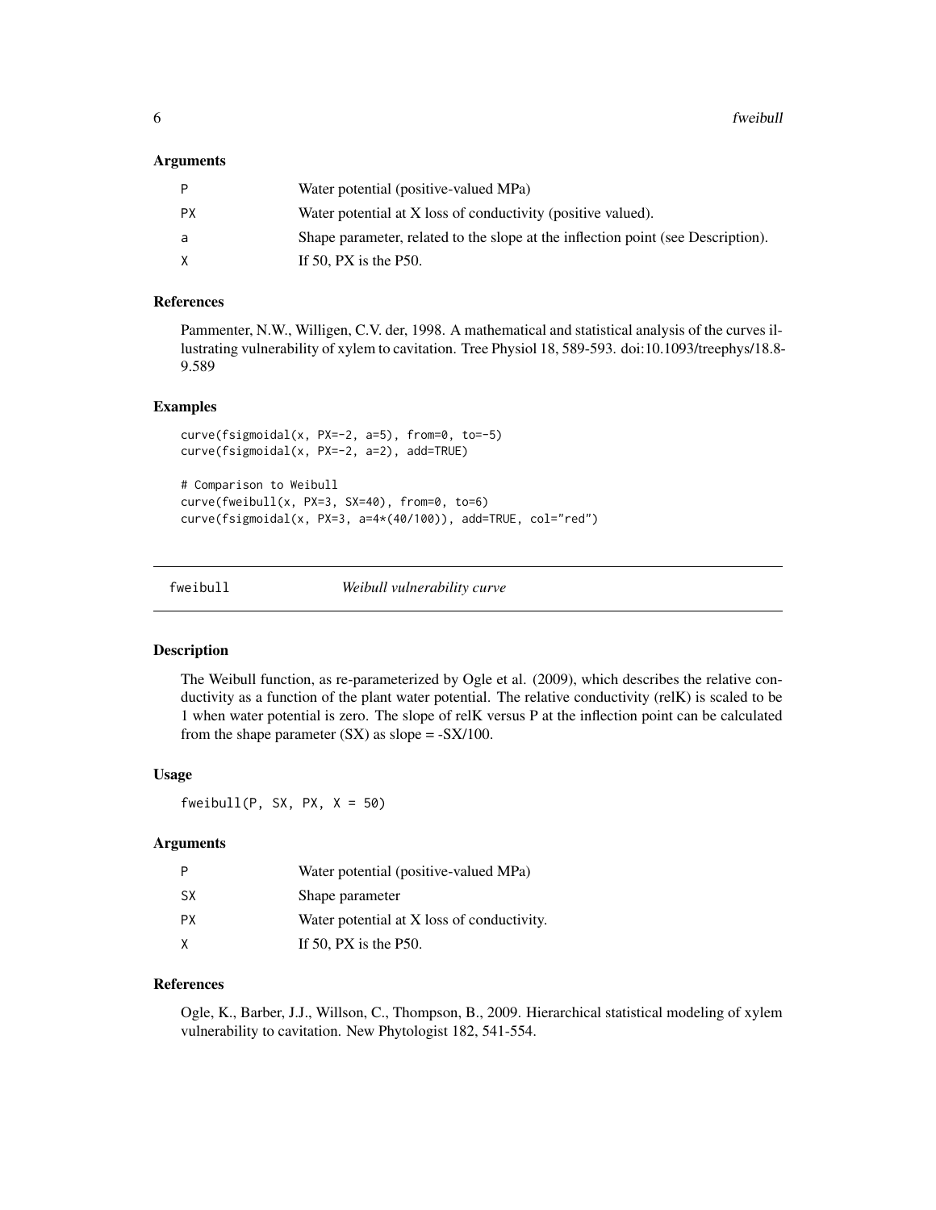### Arguments

| | |
|---|---|
| P | Water potential (positive-valued MPa) |
| PX | Water potential at X loss of conductivity (positive valued). |
| a | Shape parameter, related to the slope at the inflection point (see Description). |
| X | If 50, PX is the P50. |

### References

Pammenter, N.W., Willigen, C.V. der, 1998. A mathematical and statistical analysis of the curves illustrating vulnerability of xylem to cavitation. Tree Physiol 18, 589-593. doi:10.1093/treephys/18.8-9.589

### Examples

```
curve(fsigmoidal(x, PX=-2, a=5), from=0, to=-5)
curve(fsigmoidal(x, PX=-2, a=2), add=TRUE)

# Comparison to Weibull
curve(fweibull(x, PX=3, SX=40), from=0, to=6)
curve(fsigmoidal(x, PX=3, a=4*(40/100)), add=TRUE, col="red")
```

---

## fweibull — *Weibull vulnerability curve*

### Description

The Weibull function, as re-parameterized by Ogle et al. (2009), which describes the relative conductivity as a function of the plant water potential. The relative conductivity (relK) is scaled to be 1 when water potential is zero. The slope of relK versus P at the inflection point can be calculated from the shape parameter (SX) as slope = -SX/100.

### Usage

```
fweibull(P, SX, PX, X = 50)
```

### Arguments

| | |
|---|---|
| P | Water potential (positive-valued MPa) |
| SX | Shape parameter |
| PX | Water potential at X loss of conductivity. |
| X | If 50, PX is the P50. |

### References

Ogle, K., Barber, J.J., Willson, C., Thompson, B., 2009. Hierarchical statistical modeling of xylem vulnerability to cavitation. New Phytologist 182, 541-554.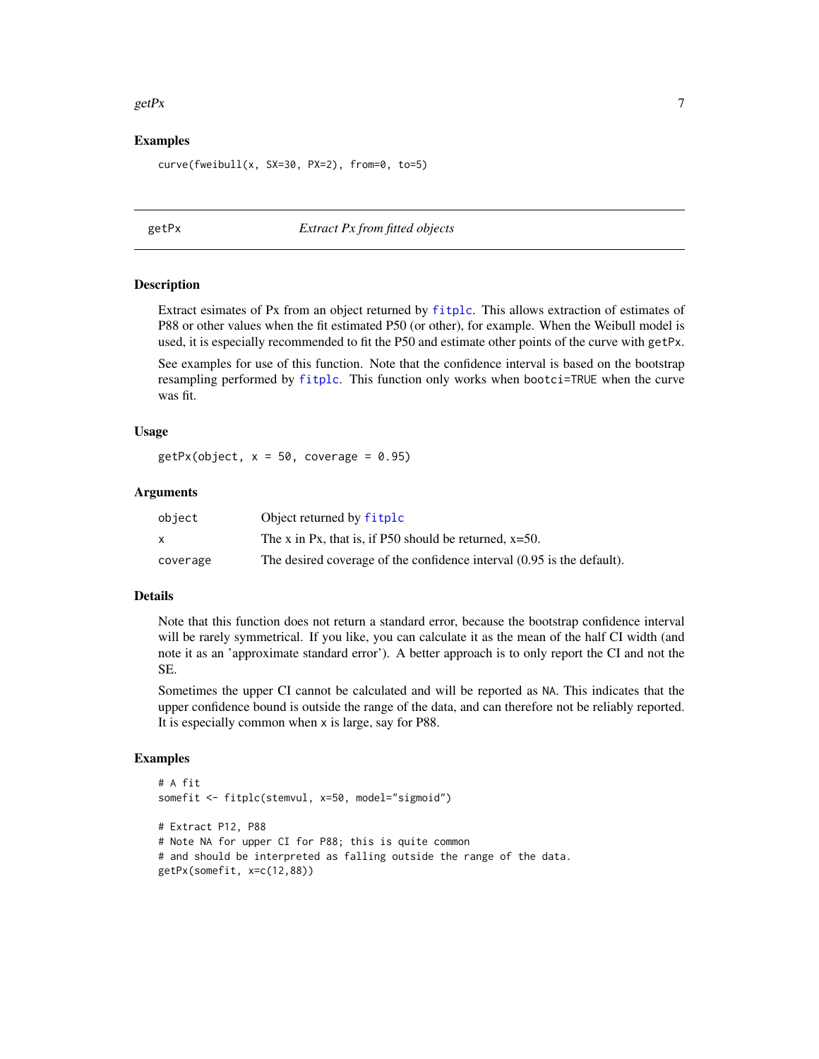### Examples

```
curve(fweibull(x, SX=30, PX=2), from=0, to=5)
```

---

## getPx    *Extract Px from fitted objects*

### Description

Extract esimates of Px from an object returned by fitplc. This allows extraction of estimates of P88 or other values when the fit estimated P50 (or other), for example. When the Weibull model is used, it is especially recommended to fit the P50 and estimate other points of the curve with `getPx`.

See examples for use of this function. Note that the confidence interval is based on the bootstrap resampling performed by fitplc. This function only works when `bootci=TRUE` when the curve was fit.

### Usage

```
getPx(object, x = 50, coverage = 0.95)
```

### Arguments

| | |
|---|---|
| `object` | Object returned by fitplc |
| `x` | The x in Px, that is, if P50 should be returned, x=50. |
| `coverage` | The desired coverage of the confidence interval (0.95 is the default). |

### Details

Note that this function does not return a standard error, because the bootstrap confidence interval will be rarely symmetrical. If you like, you can calculate it as the mean of the half CI width (and note it as an 'approximate standard error'). A better approach is to only report the CI and not the SE.

Sometimes the upper CI cannot be calculated and will be reported as `NA`. This indicates that the upper confidence bound is outside the range of the data, and can therefore not be reliably reported. It is especially common when `x` is large, say for P88.

### Examples

```
# A fit
somefit <- fitplc(stemvul, x=50, model="sigmoid")

# Extract P12, P88
# Note NA for upper CI for P88; this is quite common
# and should be interpreted as falling outside the range of the data.
getPx(somefit, x=c(12,88))
```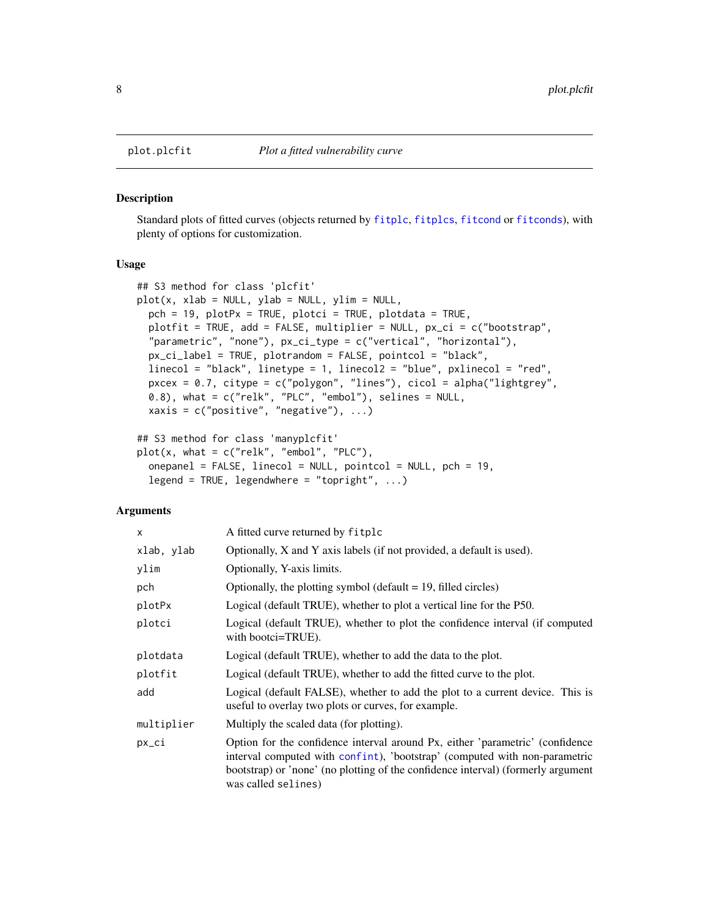plot.plcfit *Plot a fitted vulnerability curve*

## Description

Standard plots of fitted curves (objects returned by fitplc, fitplcs, fitcond or fitconds), with plenty of options for customization.

## Usage

```
## S3 method for class 'plcfit'
plot(x, xlab = NULL, ylab = NULL, ylim = NULL,
  pch = 19, plotPx = TRUE, plotci = TRUE, plotdata = TRUE,
  plotfit = TRUE, add = FALSE, multiplier = NULL, px_ci = c("bootstrap",
  "parametric", "none"), px_ci_type = c("vertical", "horizontal"),
  px_ci_label = TRUE, plotrandom = FALSE, pointcol = "black",
  linecol = "black", linetype = 1, linecol2 = "blue", pxlinecol = "red",
  pxcex = 0.7, citype = c("polygon", "lines"), cicol = alpha("lightgrey",
  0.8), what = c("relk", "PLC", "embol"), selines = NULL,
  xaxis = c("positive", "negative"), ...)

## S3 method for class 'manyplcfit'
plot(x, what = c("relk", "embol", "PLC"),
  onepanel = FALSE, linecol = NULL, pointcol = NULL, pch = 19,
  legend = TRUE, legendwhere = "topright", ...)
```

## Arguments

| | |
|---|---|
| x | A fitted curve returned by fitplc |
| xlab, ylab | Optionally, X and Y axis labels (if not provided, a default is used). |
| ylim | Optionally, Y-axis limits. |
| pch | Optionally, the plotting symbol (default = 19, filled circles) |
| plotPx | Logical (default TRUE), whether to plot a vertical line for the P50. |
| plotci | Logical (default TRUE), whether to plot the confidence interval (if computed with bootci=TRUE). |
| plotdata | Logical (default TRUE), whether to add the data to the plot. |
| plotfit | Logical (default TRUE), whether to add the fitted curve to the plot. |
| add | Logical (default FALSE), whether to add the plot to a current device. This is useful to overlay two plots or curves, for example. |
| multiplier | Multiply the scaled data (for plotting). |
| px_ci | Option for the confidence interval around Px, either 'parametric' (confidence interval computed with confint), 'bootstrap' (computed with non-parametric bootstrap) or 'none' (no plotting of the confidence interval) (formerly argument was called selines) |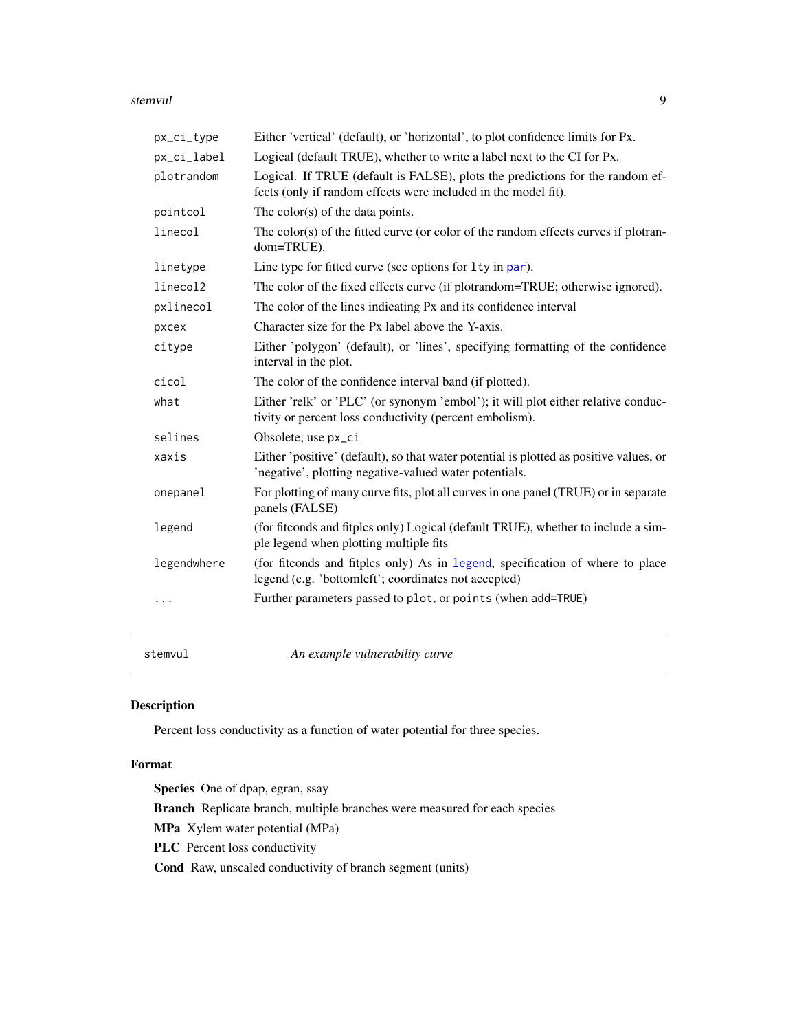| | |
|---|---|
| `px_ci_type` | Either 'vertical' (default), or 'horizontal', to plot confidence limits for Px. |
| `px_ci_label` | Logical (default TRUE), whether to write a label next to the CI for Px. |
| `plotrandom` | Logical. If TRUE (default is FALSE), plots the predictions for the random effects (only if random effects were included in the model fit). |
| `pointcol` | The color(s) of the data points. |
| `linecol` | The color(s) of the fitted curve (or color of the random effects curves if plotrandom=TRUE). |
| `linetype` | Line type for fitted curve (see options for `lty` in par). |
| `linecol2` | The color of the fixed effects curve (if plotrandom=TRUE; otherwise ignored). |
| `pxlinecol` | The color of the lines indicating Px and its confidence interval |
| `pxcex` | Character size for the Px label above the Y-axis. |
| `citype` | Either 'polygon' (default), or 'lines', specifying formatting of the confidence interval in the plot. |
| `cicol` | The color of the confidence interval band (if plotted). |
| `what` | Either 'relk' or 'PLC' (or synonym 'embol'); it will plot either relative conductivity or percent loss conductivity (percent embolism). |
| `selines` | Obsolete; use `px_ci` |
| `xaxis` | Either 'positive' (default), so that water potential is plotted as positive values, or 'negative', plotting negative-valued water potentials. |
| `onepanel` | For plotting of many curve fits, plot all curves in one panel (TRUE) or in separate panels (FALSE) |
| `legend` | (for fitconds and fitplcs only) Logical (default TRUE), whether to include a simple legend when plotting multiple fits |
| `legendwhere` | (for fitconds and fitplcs only) As in legend, specification of where to place legend (e.g. 'bottomleft'; coordinates not accepted) |
| `...` | Further parameters passed to `plot`, or `points` (when `add=TRUE`) |

## `stemvul` — *An example vulnerability curve*

### Description

Percent loss conductivity as a function of water potential for three species.

### Format

**Species** One of dpap, egran, ssay

**Branch** Replicate branch, multiple branches were measured for each species

**MPa** Xylem water potential (MPa)

**PLC** Percent loss conductivity

**Cond** Raw, unscaled conductivity of branch segment (units)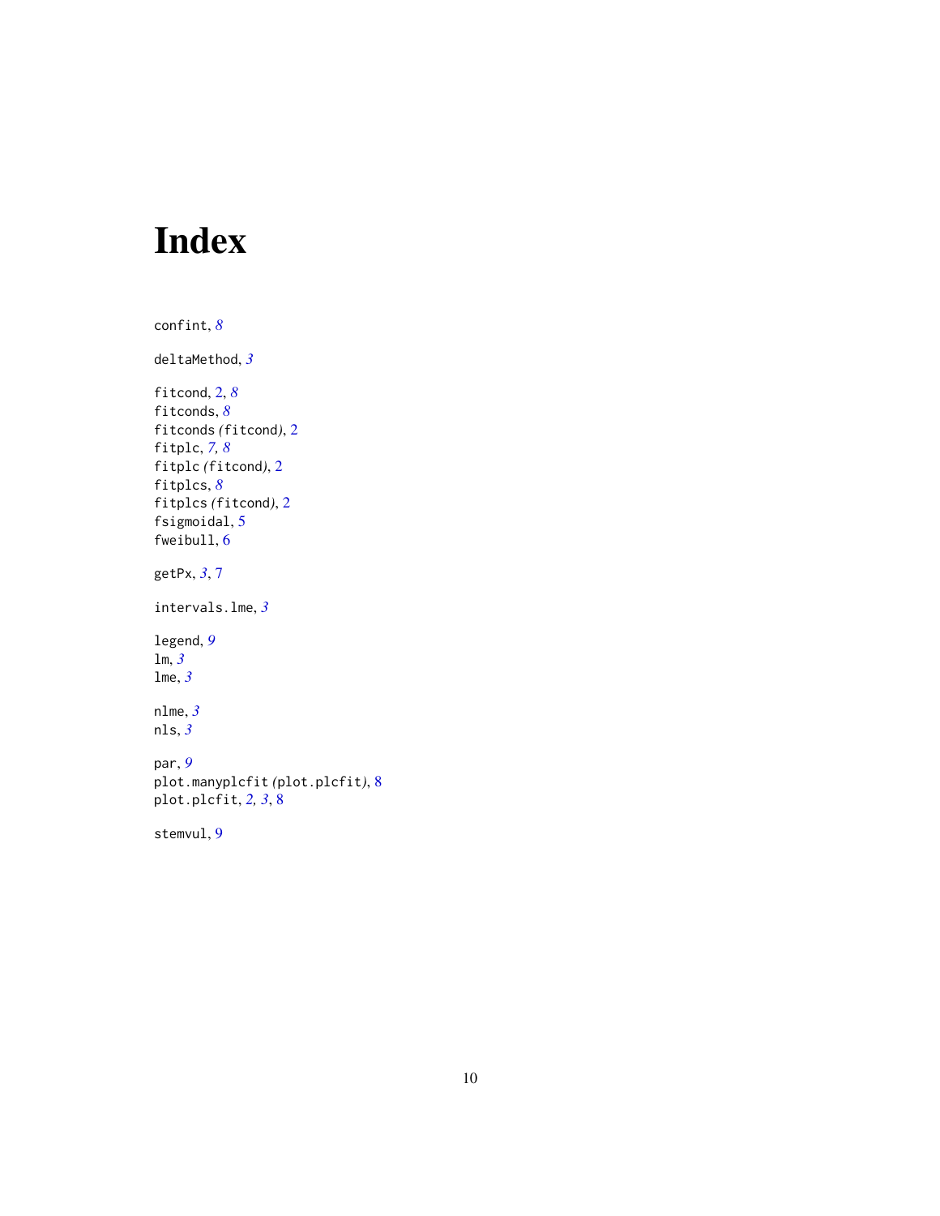# Index

confint, *8*

deltaMethod, *3*

fitcond, 2, *8*
fitconds, *8*
fitconds *(*fitcond*)*, 2
fitplc, *7, 8*
fitplc *(*fitcond*)*, 2
fitplcs, *8*
fitplcs *(*fitcond*)*, 2
fsigmoidal, 5
fweibull, 6

getPx, *3*, 7

intervals.lme, *3*

legend, *9*
lm, *3*
lme, *3*

nlme, *3*
nls, *3*

par, *9*
plot.manyplcfit *(*plot.plcfit*)*, 8
plot.plcfit, *2, 3*, 8

stemvul, 9